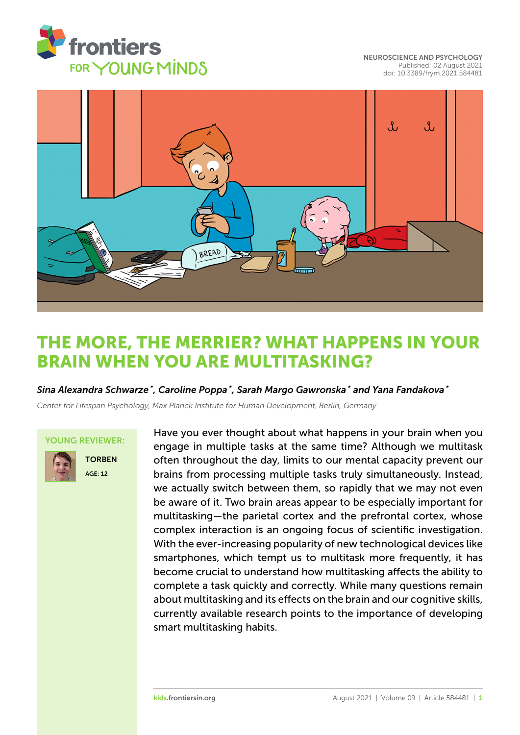NEUROSCIENCE AND PSYCHOLOGY
Published: 02 August 2021
doi: 10.3389/frym.2021.584481

# THE MORE, THE MERRIER? WHAT HAPPENS IN YOUR BRAIN WHEN YOU ARE MULTITASKING?

***Sina Alexandra Schwarze*\*, Caroline Poppa*\*, Sarah Margo Gawronska*\* and Yana Fandakova*\****

*Center for Lifespan Psychology, Max Planck Institute for Human Development, Berlin, Germany*

YOUNG REVIEWER:

TORBEN
AGE: 12

Have you ever thought about what happens in your brain when you engage in multiple tasks at the same time? Although we multitask often throughout the day, limits to our mental capacity prevent our brains from processing multiple tasks truly simultaneously. Instead, we actually switch between them, so rapidly that we may not even be aware of it. Two brain areas appear to be especially important for multitasking—the parietal cortex and the prefrontal cortex, whose complex interaction is an ongoing focus of scientific investigation. With the ever-increasing popularity of new technological devices like smartphones, which tempt us to multitask more frequently, it has become crucial to understand how multitasking affects the ability to complete a task quickly and correctly. While many questions remain about multitasking and its effects on the brain and our cognitive skills, currently available research points to the importance of developing smart multitasking habits.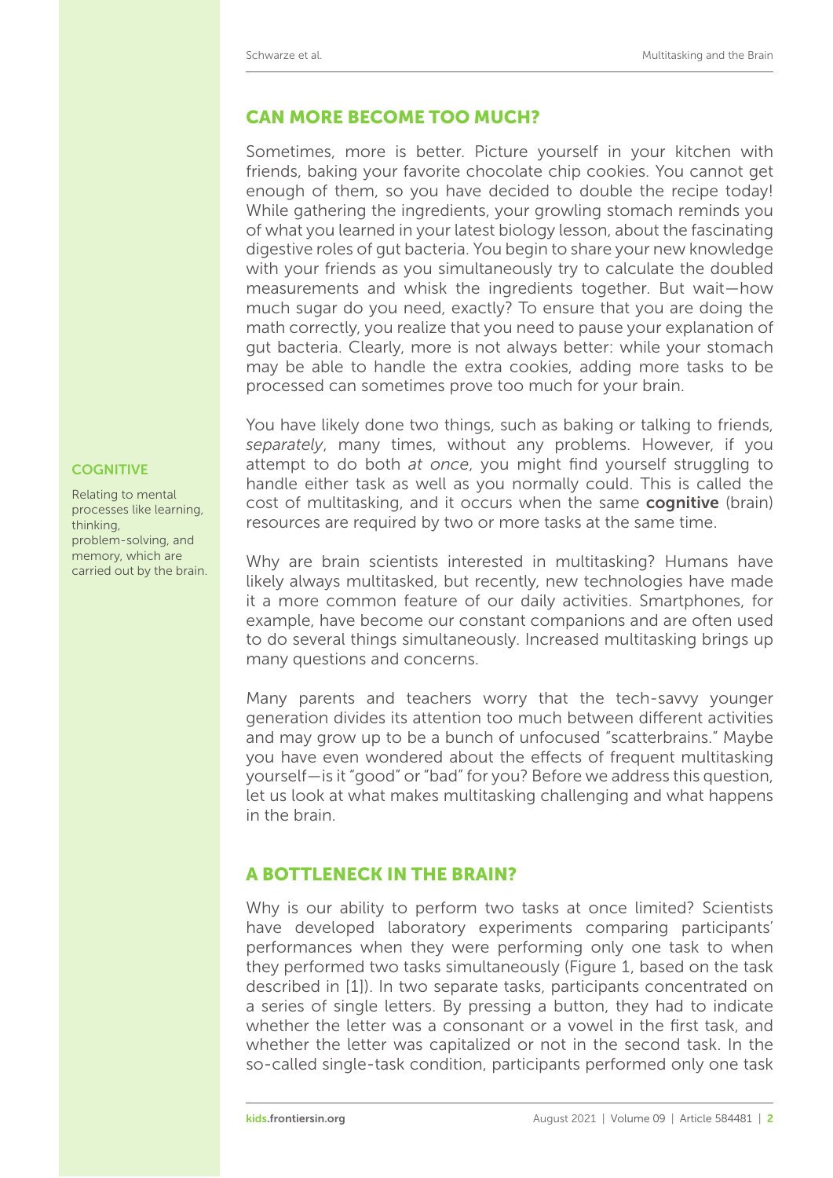## CAN MORE BECOME TOO MUCH?

Sometimes, more is better. Picture yourself in your kitchen with friends, baking your favorite chocolate chip cookies. You cannot get enough of them, so you have decided to double the recipe today! While gathering the ingredients, your growling stomach reminds you of what you learned in your latest biology lesson, about the fascinating digestive roles of gut bacteria. You begin to share your new knowledge with your friends as you simultaneously try to calculate the doubled measurements and whisk the ingredients together. But wait—how much sugar do you need, exactly? To ensure that you are doing the math correctly, you realize that you need to pause your explanation of gut bacteria. Clearly, more is not always better: while your stomach may be able to handle the extra cookies, adding more tasks to be processed can sometimes prove too much for your brain.

You have likely done two things, such as baking or talking to friends, *separately*, many times, without any problems. However, if you attempt to do both *at once*, you might find yourself struggling to handle either task as well as you normally could. This is called the cost of multitasking, and it occurs when the same **cognitive** (brain) resources are required by two or more tasks at the same time.

**COGNITIVE**

Relating to mental processes like learning, thinking, problem-solving, and memory, which are carried out by the brain.

Why are brain scientists interested in multitasking? Humans have likely always multitasked, but recently, new technologies have made it a more common feature of our daily activities. Smartphones, for example, have become our constant companions and are often used to do several things simultaneously. Increased multitasking brings up many questions and concerns.

Many parents and teachers worry that the tech-savvy younger generation divides its attention too much between different activities and may grow up to be a bunch of unfocused "scatterbrains." Maybe you have even wondered about the effects of frequent multitasking yourself—is it "good" or "bad" for you? Before we address this question, let us look at what makes multitasking challenging and what happens in the brain.

## A BOTTLENECK IN THE BRAIN?

Why is our ability to perform two tasks at once limited? Scientists have developed laboratory experiments comparing participants' performances when they were performing only one task to when they performed two tasks simultaneously (Figure 1, based on the task described in [1]). In two separate tasks, participants concentrated on a series of single letters. By pressing a button, they had to indicate whether the letter was a consonant or a vowel in the first task, and whether the letter was capitalized or not in the second task. In the so-called single-task condition, participants performed only one task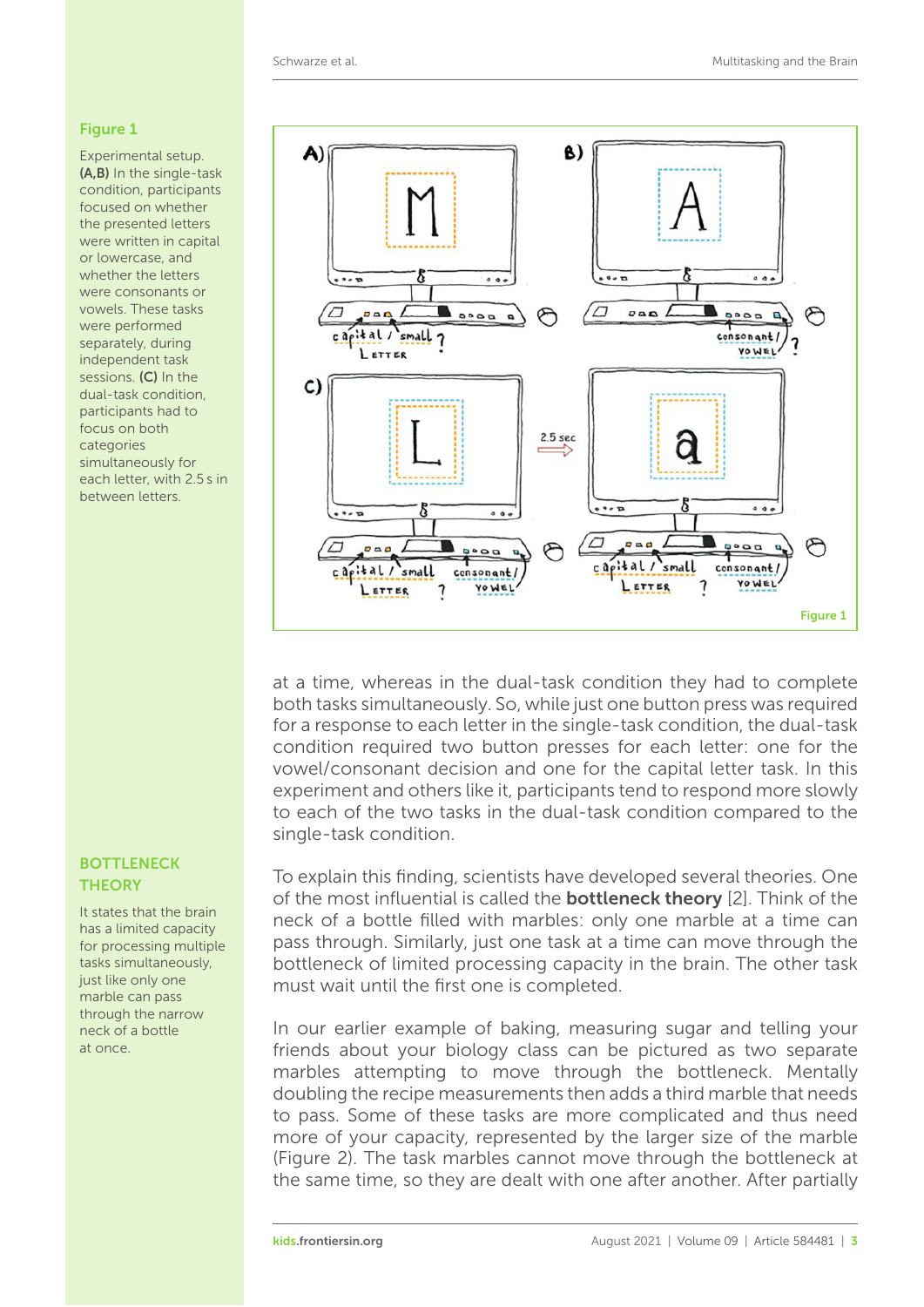**Figure 1**

Experimental setup. **(A,B)** In the single-task condition, participants focused on whether the presented letters were written in capital or lowercase, and whether the letters were consonants or vowels. These tasks were performed separately, during independent task sessions. **(C)** In the dual-task condition, participants had to focus on both categories simultaneously for each letter, with 2.5 s in between letters.

at a time, whereas in the dual-task condition they had to complete both tasks simultaneously. So, while just one button press was required for a response to each letter in the single-task condition, the dual-task condition required two button presses for each letter: one for the vowel/consonant decision and one for the capital letter task. In this experiment and others like it, participants tend to respond more slowly to each of the two tasks in the dual-task condition compared to the single-task condition.

To explain this finding, scientists have developed several theories. One of the most influential is called the **bottleneck theory** [2]. Think of the neck of a bottle filled with marbles: only one marble at a time can pass through. Similarly, just one task at a time can move through the bottleneck of limited processing capacity in the brain. The other task must wait until the first one is completed.

**BOTTLENECK THEORY**

It states that the brain has a limited capacity for processing multiple tasks simultaneously, just like only one marble can pass through the narrow neck of a bottle at once.

In our earlier example of baking, measuring sugar and telling your friends about your biology class can be pictured as two separate marbles attempting to move through the bottleneck. Mentally doubling the recipe measurements then adds a third marble that needs to pass. Some of these tasks are more complicated and thus need more of your capacity, represented by the larger size of the marble (Figure 2). The task marbles cannot move through the bottleneck at the same time, so they are dealt with one after another. After partially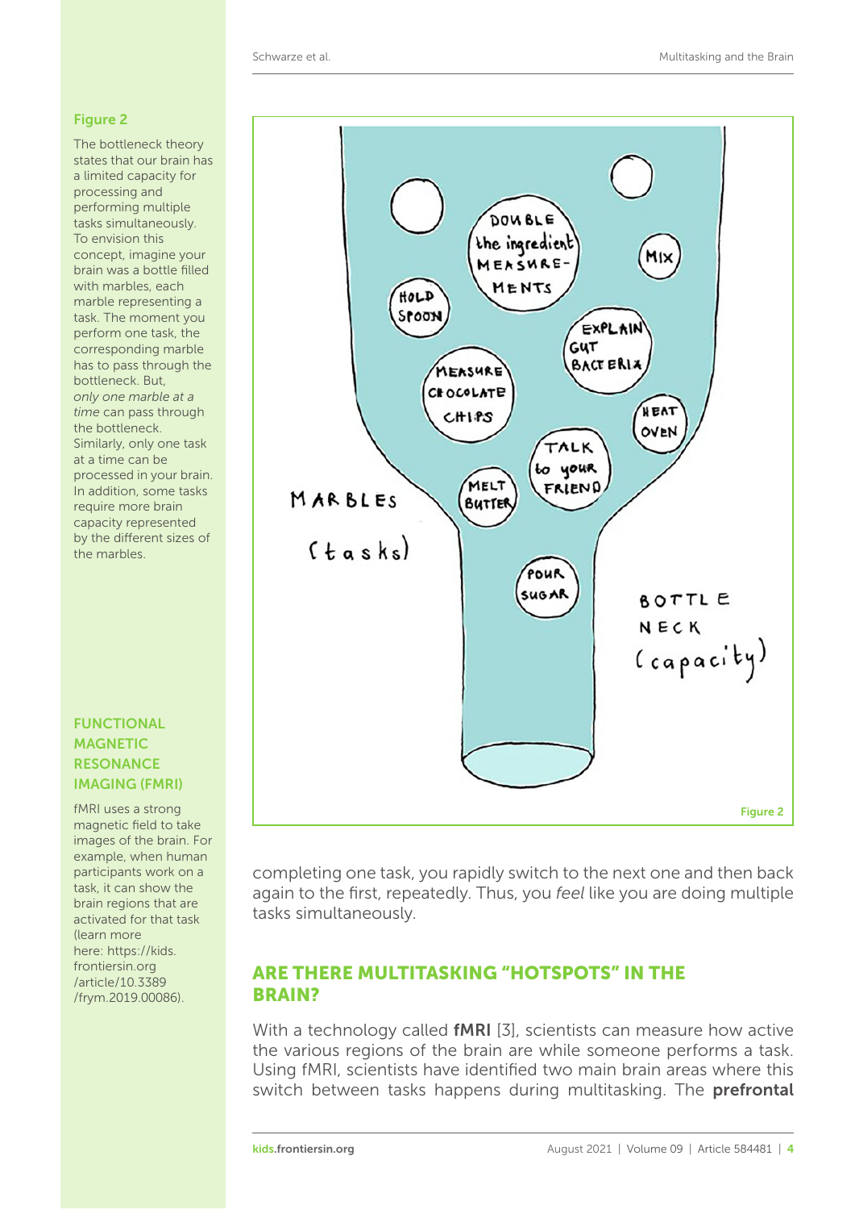**Figure 2**

The bottleneck theory states that our brain has a limited capacity for processing and performing multiple tasks simultaneously. To envision this concept, imagine your brain was a bottle filled with marbles, each marble representing a task. The moment you perform one task, the corresponding marble has to pass through the bottleneck. But, *only one marble at a time* can pass through the bottleneck. Similarly, only one task at a time can be processed in your brain. In addition, some tasks require more brain capacity represented by the different sizes of the marbles.

completing one task, you rapidly switch to the next one and then back again to the first, repeatedly. Thus, you *feel* like you are doing multiple tasks simultaneously.

## ARE THERE MULTITASKING "HOTSPOTS" IN THE BRAIN?

With a technology called **fMRI** [3], scientists can measure how active the various regions of the brain are while someone performs a task. Using fMRI, scientists have identified two main brain areas where this switch between tasks happens during multitasking. The **prefrontal**

**FUNCTIONAL MAGNETIC RESONANCE IMAGING (FMRI)**

fMRI uses a strong magnetic field to take images of the brain. For example, when human participants work on a task, it can show the brain regions that are activated for that task (learn more here: https://kids.frontiersin.org/article/10.3389/frym.2019.00086).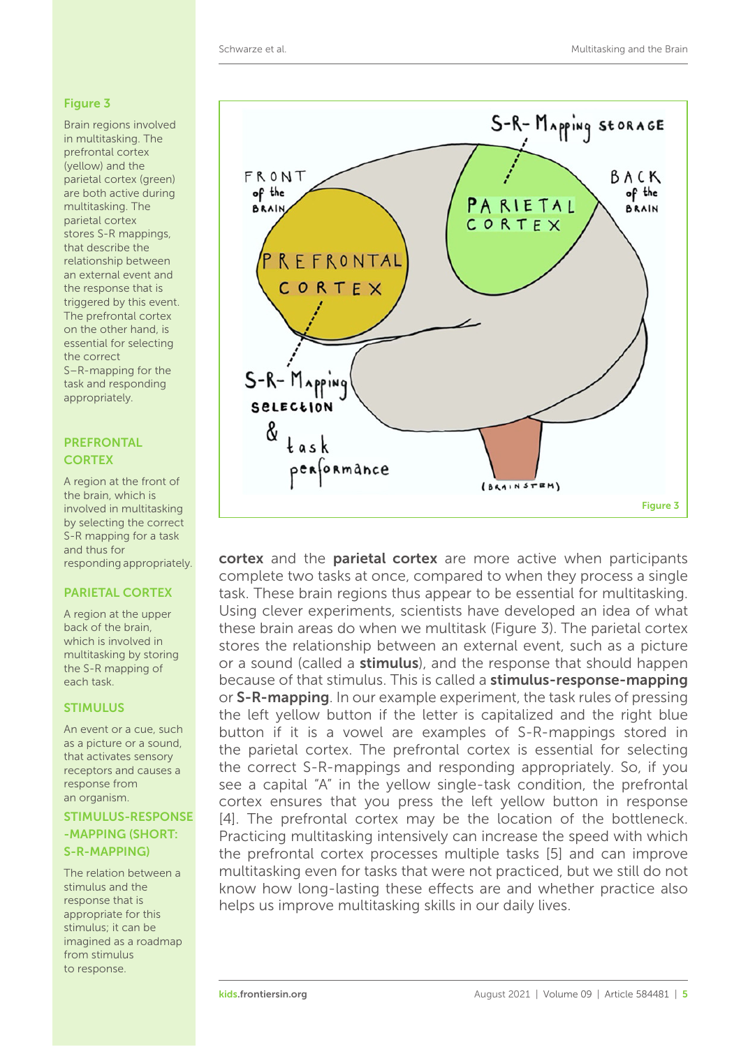**Figure 3**

Brain regions involved in multitasking. The prefrontal cortex (yellow) and the parietal cortex (green) are both active during multitasking. The parietal cortex stores S-R mappings, that describe the relationship between an external event and the response that is triggered by this event. The prefrontal cortex on the other hand, is essential for selecting the correct S–R-mapping for the task and responding appropriately.

**cortex** and the **parietal cortex** are more active when participants complete two tasks at once, compared to when they process a single task. These brain regions thus appear to be essential for multitasking. Using clever experiments, scientists have developed an idea of what these brain areas do when we multitask (Figure 3). The parietal cortex stores the relationship between an external event, such as a picture or a sound (called a **stimulus**), and the response that should happen because of that stimulus. This is called a **stimulus-response-mapping** or **S-R-mapping**. In our example experiment, the task rules of pressing the left yellow button if the letter is capitalized and the right blue button if it is a vowel are examples of S-R-mappings stored in the parietal cortex. The prefrontal cortex is essential for selecting the correct S-R-mappings and responding appropriately. So, if you see a capital "A" in the yellow single-task condition, the prefrontal cortex ensures that you press the left yellow button in response [4]. The prefrontal cortex may be the location of the bottleneck. Practicing multitasking intensively can increase the speed with which the prefrontal cortex processes multiple tasks [5] and can improve multitasking even for tasks that were not practiced, but we still do not know how long-lasting these effects are and whether practice also helps us improve multitasking skills in our daily lives.

**PREFRONTAL CORTEX**

A region at the front of the brain, which is involved in multitasking by selecting the correct S-R mapping for a task and thus for responding appropriately.

**PARIETAL CORTEX**

A region at the upper back of the brain, which is involved in multitasking by storing the S-R mapping of each task.

**STIMULUS**

An event or a cue, such as a picture or a sound, that activates sensory receptors and causes a response from an organism.

**STIMULUS-RESPONSE-MAPPING (SHORT: S-R-MAPPING)**

The relation between a stimulus and the response that is appropriate for this stimulus; it can be imagined as a roadmap from stimulus to response.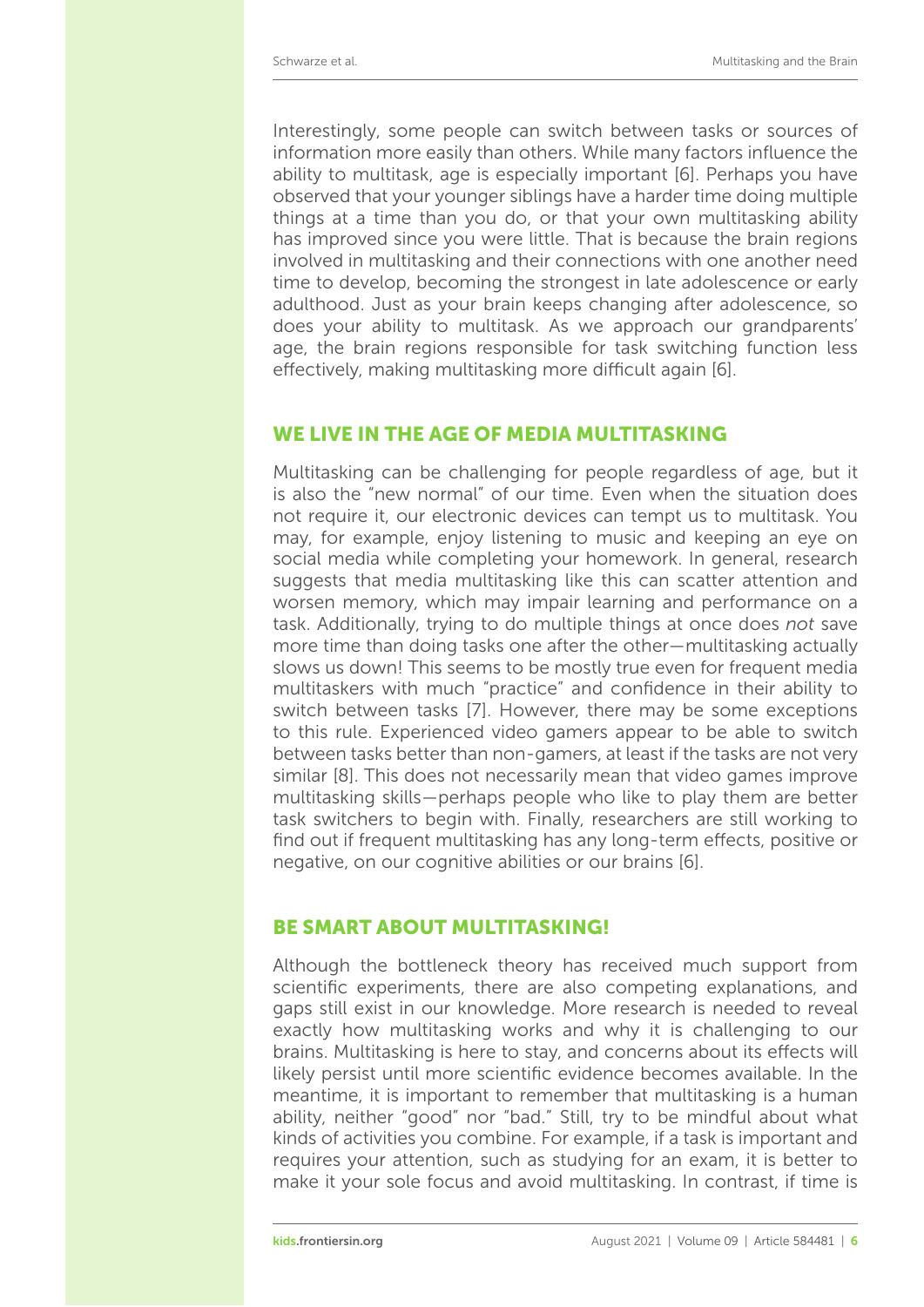Interestingly, some people can switch between tasks or sources of information more easily than others. While many factors influence the ability to multitask, age is especially important [6]. Perhaps you have observed that your younger siblings have a harder time doing multiple things at a time than you do, or that your own multitasking ability has improved since you were little. That is because the brain regions involved in multitasking and their connections with one another need time to develop, becoming the strongest in late adolescence or early adulthood. Just as your brain keeps changing after adolescence, so does your ability to multitask. As we approach our grandparents' age, the brain regions responsible for task switching function less effectively, making multitasking more difficult again [6].

## WE LIVE IN THE AGE OF MEDIA MULTITASKING

Multitasking can be challenging for people regardless of age, but it is also the "new normal" of our time. Even when the situation does not require it, our electronic devices can tempt us to multitask. You may, for example, enjoy listening to music and keeping an eye on social media while completing your homework. In general, research suggests that media multitasking like this can scatter attention and worsen memory, which may impair learning and performance on a task. Additionally, trying to do multiple things at once does *not* save more time than doing tasks one after the other—multitasking actually slows us down! This seems to be mostly true even for frequent media multitaskers with much "practice" and confidence in their ability to switch between tasks [7]. However, there may be some exceptions to this rule. Experienced video gamers appear to be able to switch between tasks better than non-gamers, at least if the tasks are not very similar [8]. This does not necessarily mean that video games improve multitasking skills—perhaps people who like to play them are better task switchers to begin with. Finally, researchers are still working to find out if frequent multitasking has any long-term effects, positive or negative, on our cognitive abilities or our brains [6].

## BE SMART ABOUT MULTITASKING!

Although the bottleneck theory has received much support from scientific experiments, there are also competing explanations, and gaps still exist in our knowledge. More research is needed to reveal exactly how multitasking works and why it is challenging to our brains. Multitasking is here to stay, and concerns about its effects will likely persist until more scientific evidence becomes available. In the meantime, it is important to remember that multitasking is a human ability, neither "good" nor "bad." Still, try to be mindful about what kinds of activities you combine. For example, if a task is important and requires your attention, such as studying for an exam, it is better to make it your sole focus and avoid multitasking. In contrast, if time is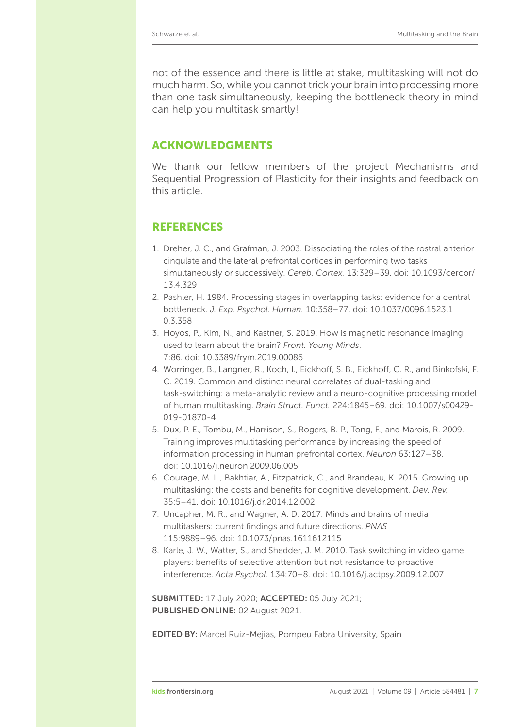not of the essence and there is little at stake, multitasking will not do much harm. So, while you cannot trick your brain into processing more than one task simultaneously, keeping the bottleneck theory in mind can help you multitask smartly!

## ACKNOWLEDGMENTS

We thank our fellow members of the project Mechanisms and Sequential Progression of Plasticity for their insights and feedback on this article.

## REFERENCES

1. Dreher, J. C., and Grafman, J. 2003. Dissociating the roles of the rostral anterior cingulate and the lateral prefrontal cortices in performing two tasks simultaneously or successively. *Cereb. Cortex.* 13:329–39. doi: 10.1093/cercor/13.4.329
2. Pashler, H. 1984. Processing stages in overlapping tasks: evidence for a central bottleneck. *J. Exp. Psychol. Human.* 10:358–77. doi: 10.1037/0096.1523.10.3.358
3. Hoyos, P., Kim, N., and Kastner, S. 2019. How is magnetic resonance imaging used to learn about the brain? *Front. Young Minds*. 7:86. doi: 10.3389/frym.2019.00086
4. Worringer, B., Langner, R., Koch, I., Eickhoff, S. B., Eickhoff, C. R., and Binkofski, F. C. 2019. Common and distinct neural correlates of dual-tasking and task-switching: a meta-analytic review and a neuro-cognitive processing model of human multitasking. *Brain Struct. Funct.* 224:1845–69. doi: 10.1007/s00429-019-01870-4
5. Dux, P. E., Tombu, M., Harrison, S., Rogers, B. P., Tong, F., and Marois, R. 2009. Training improves multitasking performance by increasing the speed of information processing in human prefrontal cortex. *Neuron* 63:127–38. doi: 10.1016/j.neuron.2009.06.005
6. Courage, M. L., Bakhtiar, A., Fitzpatrick, C., and Brandeau, K. 2015. Growing up multitasking: the costs and benefits for cognitive development. *Dev. Rev.* 35:5–41. doi: 10.1016/j.dr.2014.12.002
7. Uncapher, M. R., and Wagner, A. D. 2017. Minds and brains of media multitaskers: current findings and future directions. *PNAS* 115:9889–96. doi: 10.1073/pnas.1611612115
8. Karle, J. W., Watter, S., and Shedder, J. M. 2010. Task switching in video game players: benefits of selective attention but not resistance to proactive interference. *Acta Psychol.* 134:70–8. doi: 10.1016/j.actpsy.2009.12.007

**SUBMITTED:** 17 July 2020; **ACCEPTED:** 05 July 2021;
**PUBLISHED ONLINE:** 02 August 2021.

**EDITED BY:** Marcel Ruiz-Mejias, Pompeu Fabra University, Spain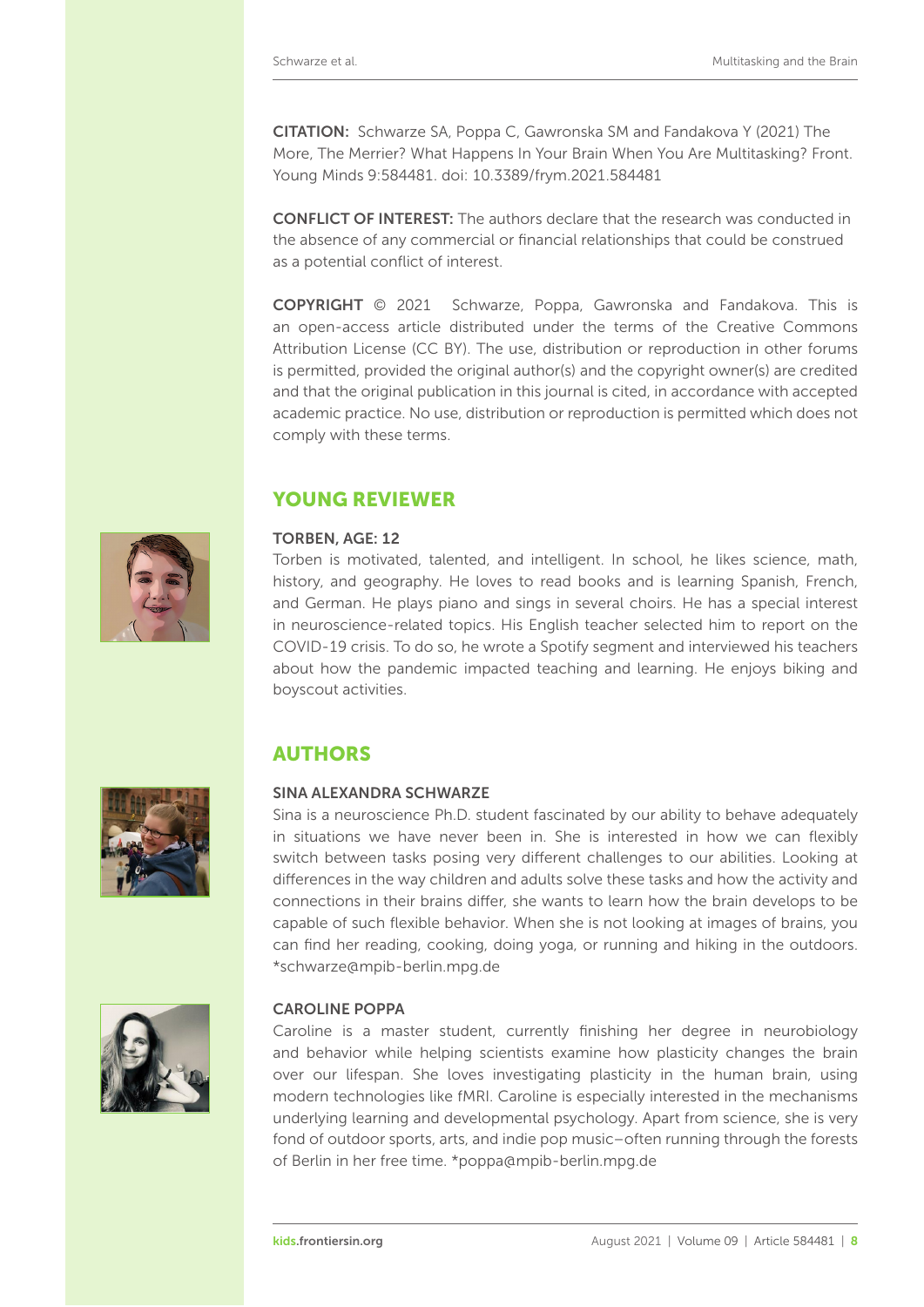**CITATION:** Schwarze SA, Poppa C, Gawronska SM and Fandakova Y (2021) The More, The Merrier? What Happens In Your Brain When You Are Multitasking? Front. Young Minds 9:584481. doi: 10.3389/frym.2021.584481

**CONFLICT OF INTEREST:** The authors declare that the research was conducted in the absence of any commercial or financial relationships that could be construed as a potential conflict of interest.

**COPYRIGHT** © 2021 Schwarze, Poppa, Gawronska and Fandakova. This is an open-access article distributed under the terms of the Creative Commons Attribution License (CC BY). The use, distribution or reproduction in other forums is permitted, provided the original author(s) and the copyright owner(s) are credited and that the original publication in this journal is cited, in accordance with accepted academic practice. No use, distribution or reproduction is permitted which does not comply with these terms.

## YOUNG REVIEWER

### TORBEN, AGE: 12

Torben is motivated, talented, and intelligent. In school, he likes science, math, history, and geography. He loves to read books and is learning Spanish, French, and German. He plays piano and sings in several choirs. He has a special interest in neuroscience-related topics. His English teacher selected him to report on the COVID-19 crisis. To do so, he wrote a Spotify segment and interviewed his teachers about how the pandemic impacted teaching and learning. He enjoys biking and boyscout activities.

## AUTHORS

### SINA ALEXANDRA SCHWARZE

Sina is a neuroscience Ph.D. student fascinated by our ability to behave adequately in situations we have never been in. She is interested in how we can flexibly switch between tasks posing very different challenges to our abilities. Looking at differences in the way children and adults solve these tasks and how the activity and connections in their brains differ, she wants to learn how the brain develops to be capable of such flexible behavior. When she is not looking at images of brains, you can find her reading, cooking, doing yoga, or running and hiking in the outdoors. *schwarze@mpib-berlin.mpg.de

### CAROLINE POPPA

Caroline is a master student, currently finishing her degree in neurobiology and behavior while helping scientists examine how plasticity changes the brain over our lifespan. She loves investigating plasticity in the human brain, using modern technologies like fMRI. Caroline is especially interested in the mechanisms underlying learning and developmental psychology. Apart from science, she is very fond of outdoor sports, arts, and indie pop music–often running through the forests of Berlin in her free time. *poppa@mpib-berlin.mpg.de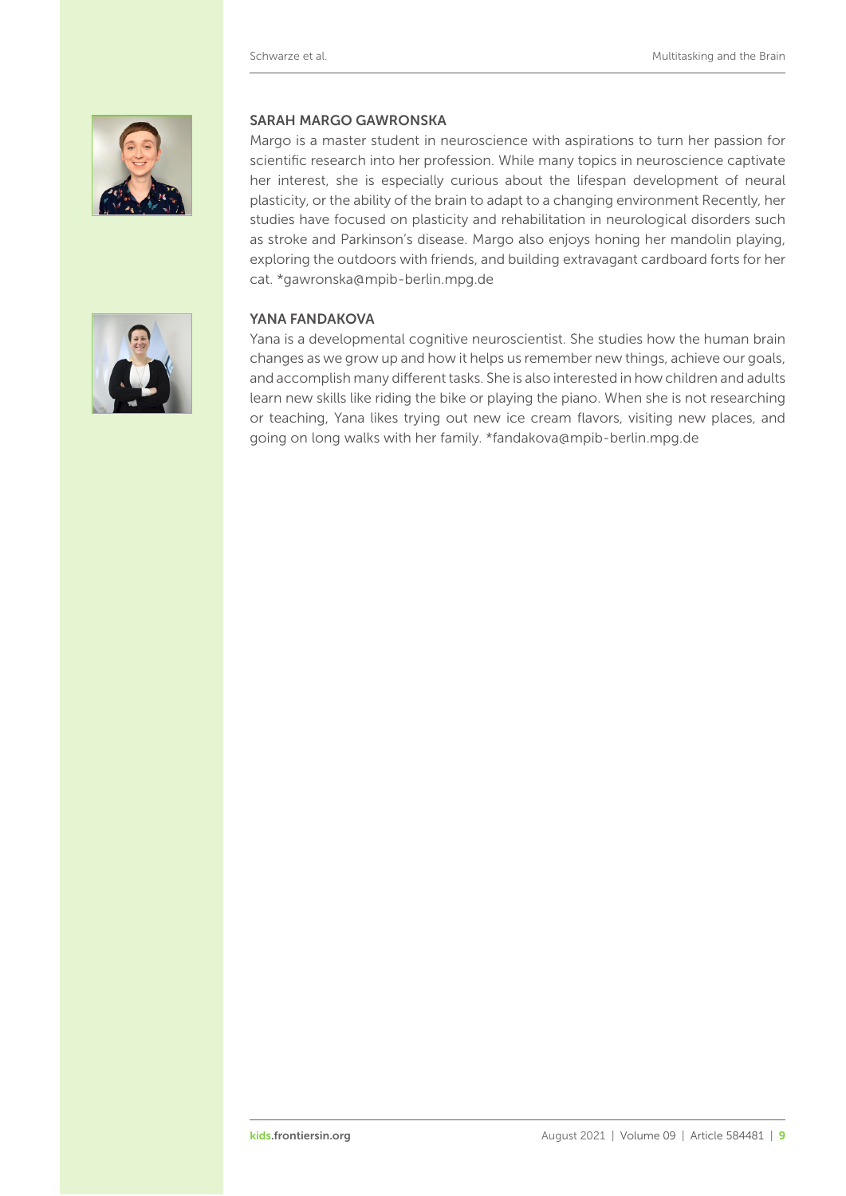### SARAH MARGO GAWRONSKA

Margo is a master student in neuroscience with aspirations to turn her passion for scientific research into her profession. While many topics in neuroscience captivate her interest, she is especially curious about the lifespan development of neural plasticity, or the ability of the brain to adapt to a changing environment Recently, her studies have focused on plasticity and rehabilitation in neurological disorders such as stroke and Parkinson's disease. Margo also enjoys honing her mandolin playing, exploring the outdoors with friends, and building extravagant cardboard forts for her cat. *gawronska@mpib-berlin.mpg.de

### YANA FANDAKOVA

Yana is a developmental cognitive neuroscientist. She studies how the human brain changes as we grow up and how it helps us remember new things, achieve our goals, and accomplish many different tasks. She is also interested in how children and adults learn new skills like riding the bike or playing the piano. When she is not researching or teaching, Yana likes trying out new ice cream flavors, visiting new places, and going on long walks with her family. *fandakova@mpib-berlin.mpg.de